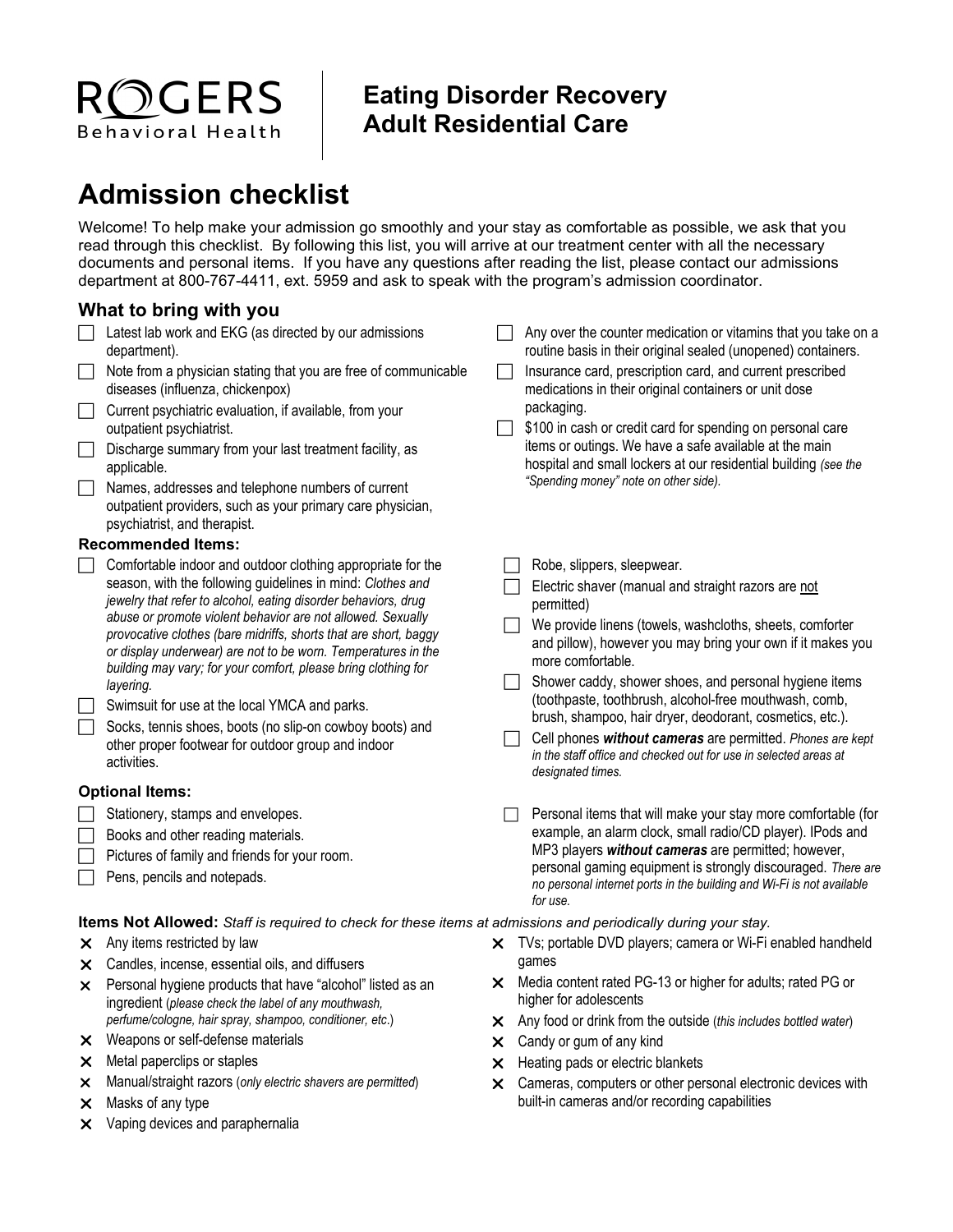**ROGERS** Behavioral Health

# Eating Disorder Recovery
# Adult Residential Care

## Admission checklist

Welcome! To help make your admission go smoothly and your stay as comfortable as possible, we ask that you read through this checklist. By following this list, you will arrive at our treatment center with all the necessary documents and personal items. If you have any questions after reading the list, please contact our admissions department at 800-767-4411, ext. 5959 and ask to speak with the program's admission coordinator.

### What to bring with you

- ☐ Latest lab work and EKG (as directed by our admissions department).
- ☐ Note from a physician stating that you are free of communicable diseases (influenza, chickenpox)
- ☐ Current psychiatric evaluation, if available, from your outpatient psychiatrist.
- ☐ Discharge summary from your last treatment facility, as applicable.
- ☐ Names, addresses and telephone numbers of current outpatient providers, such as your primary care physician, psychiatrist, and therapist.
- ☐ Any over the counter medication or vitamins that you take on a routine basis in their original sealed (unopened) containers.
- ☐ Insurance card, prescription card, and current prescribed medications in their original containers or unit dose packaging.
- ☐ $100 in cash or credit card for spending on personal care items or outings. We have a safe available at the main hospital and small lockers at our residential building *(see the "Spending money" note on other side).*

#### Recommended Items:

- ☐ Comfortable indoor and outdoor clothing appropriate for the season, with the following guidelines in mind: *Clothes and jewelry that refer to alcohol, eating disorder behaviors, drug abuse or promote violent behavior are not allowed. Sexually provocative clothes (bare midriffs, shorts that are short, baggy or display underwear) are not to be worn. Temperatures in the building may vary; for your comfort, please bring clothing for layering.*
- ☐ Swimsuit for use at the local YMCA and parks.
- ☐ Socks, tennis shoes, boots (no slip-on cowboy boots) and other proper footwear for outdoor group and indoor activities.
- ☐ Robe, slippers, sleepwear.
- ☐ Electric shaver (manual and straight razors are <u>not</u> permitted)
- ☐ We provide linens (towels, washcloths, sheets, comforter and pillow), however you may bring your own if it makes you more comfortable.
- ☐ Shower caddy, shower shoes, and personal hygiene items (toothpaste, toothbrush, alcohol-free mouthwash, comb, brush, shampoo, hair dryer, deodorant, cosmetics, etc.).
- ☐ Cell phones ***without cameras*** are permitted. *Phones are kept in the staff office and checked out for use in selected areas at designated times.*

#### Optional Items:

- ☐ Stationery, stamps and envelopes.
- ☐ Books and other reading materials.
- ☐ Pictures of family and friends for your room.
- ☐ Pens, pencils and notepads.
- ☐ Personal items that will make your stay more comfortable (for example, an alarm clock, small radio/CD player). IPods and MP3 players ***without cameras*** are permitted; however, personal gaming equipment is strongly discouraged. *There are no personal internet ports in the building and Wi-Fi is not available for use.*

**Items Not Allowed:** *Staff is required to check for these items at admissions and periodically during your stay.*

- ✕ Any items restricted by law
- ✕ Candles, incense, essential oils, and diffusers
- ✕ Personal hygiene products that have "alcohol" listed as an ingredient (*please check the label of any mouthwash, perfume/cologne, hair spray, shampoo, conditioner, etc.*)
- ✕ Weapons or self-defense materials
- ✕ Metal paperclips or staples
- ✕ Manual/straight razors (*only electric shavers are permitted*)
- ✕ Masks of any type
- ✕ Vaping devices and paraphernalia
- ✕ TVs; portable DVD players; camera or Wi-Fi enabled handheld games
- ✕ Media content rated PG-13 or higher for adults; rated PG or higher for adolescents
- ✕ Any food or drink from the outside (*this includes bottled water*)
- ✕ Candy or gum of any kind
- ✕ Heating pads or electric blankets
- ✕ Cameras, computers or other personal electronic devices with built-in cameras and/or recording capabilities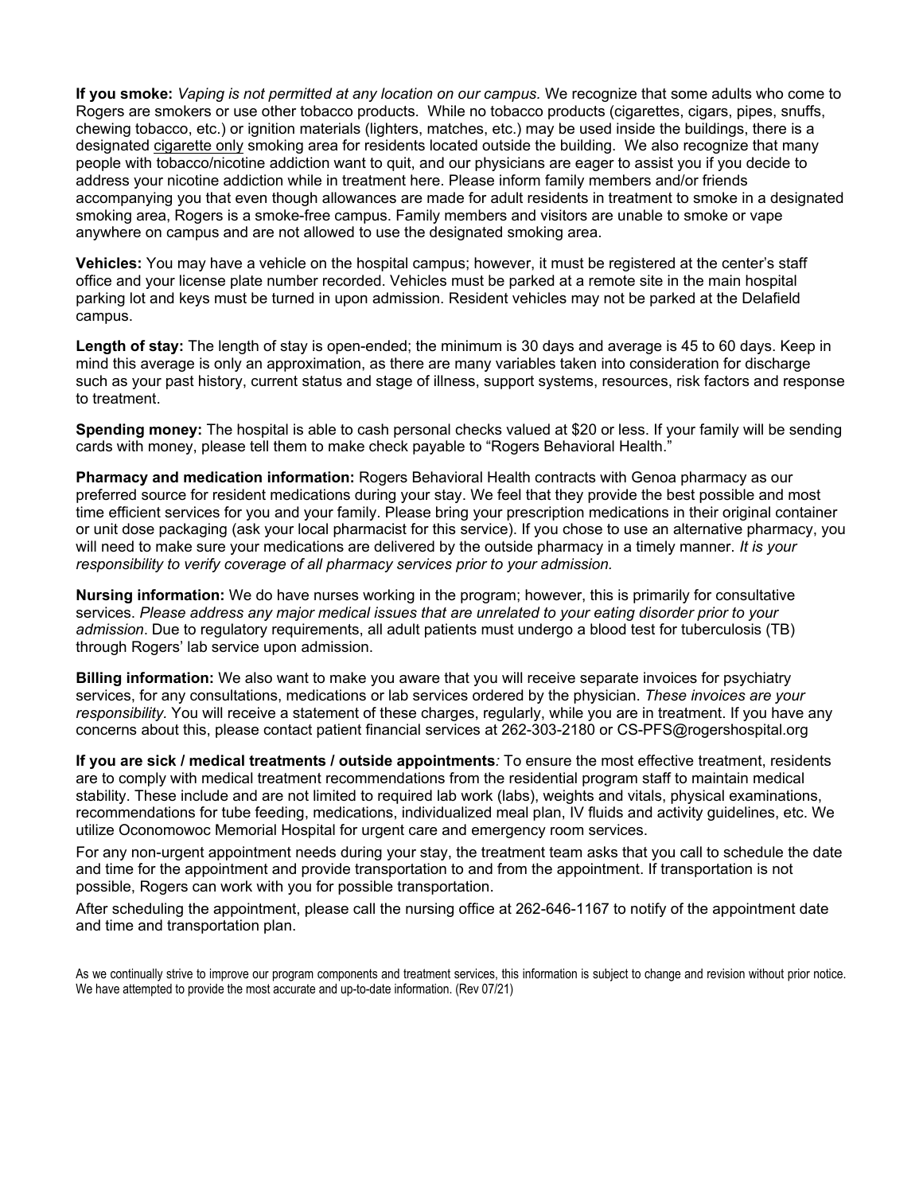**If you smoke:** *Vaping is not permitted at any location on our campus.* We recognize that some adults who come to Rogers are smokers or use other tobacco products. While no tobacco products (cigarettes, cigars, pipes, snuffs, chewing tobacco, etc.) or ignition materials (lighters, matches, etc.) may be used inside the buildings, there is a designated <u>cigarette only</u> smoking area for residents located outside the building. We also recognize that many people with tobacco/nicotine addiction want to quit, and our physicians are eager to assist you if you decide to address your nicotine addiction while in treatment here. Please inform family members and/or friends accompanying you that even though allowances are made for adult residents in treatment to smoke in a designated smoking area, Rogers is a smoke-free campus. Family members and visitors are unable to smoke or vape anywhere on campus and are not allowed to use the designated smoking area.

**Vehicles:** You may have a vehicle on the hospital campus; however, it must be registered at the center's staff office and your license plate number recorded. Vehicles must be parked at a remote site in the main hospital parking lot and keys must be turned in upon admission. Resident vehicles may not be parked at the Delafield campus.

**Length of stay:** The length of stay is open-ended; the minimum is 30 days and average is 45 to 60 days. Keep in mind this average is only an approximation, as there are many variables taken into consideration for discharge such as your past history, current status and stage of illness, support systems, resources, risk factors and response to treatment.

**Spending money:** The hospital is able to cash personal checks valued at $20 or less. If your family will be sending cards with money, please tell them to make check payable to "Rogers Behavioral Health."

**Pharmacy and medication information:** Rogers Behavioral Health contracts with Genoa pharmacy as our preferred source for resident medications during your stay. We feel that they provide the best possible and most time efficient services for you and your family. Please bring your prescription medications in their original container or unit dose packaging (ask your local pharmacist for this service). If you chose to use an alternative pharmacy, you will need to make sure your medications are delivered by the outside pharmacy in a timely manner. *It is your responsibility to verify coverage of all pharmacy services prior to your admission.*

**Nursing information:** We do have nurses working in the program; however, this is primarily for consultative services. *Please address any major medical issues that are unrelated to your eating disorder prior to your admission*. Due to regulatory requirements, all adult patients must undergo a blood test for tuberculosis (TB) through Rogers' lab service upon admission.

**Billing information:** We also want to make you aware that you will receive separate invoices for psychiatry services, for any consultations, medications or lab services ordered by the physician. *These invoices are your responsibility.* You will receive a statement of these charges, regularly, while you are in treatment. If you have any concerns about this, please contact patient financial services at 262-303-2180 or CS-PFS@rogershospital.org

**If you are sick / medical treatments / outside appointments***:* To ensure the most effective treatment, residents are to comply with medical treatment recommendations from the residential program staff to maintain medical stability. These include and are not limited to required lab work (labs), weights and vitals, physical examinations, recommendations for tube feeding, medications, individualized meal plan, IV fluids and activity guidelines, etc. We utilize Oconomowoc Memorial Hospital for urgent care and emergency room services.

For any non-urgent appointment needs during your stay, the treatment team asks that you call to schedule the date and time for the appointment and provide transportation to and from the appointment. If transportation is not possible, Rogers can work with you for possible transportation.

After scheduling the appointment, please call the nursing office at 262-646-1167 to notify of the appointment date and time and transportation plan.

As we continually strive to improve our program components and treatment services, this information is subject to change and revision without prior notice. We have attempted to provide the most accurate and up-to-date information. (Rev 07/21)